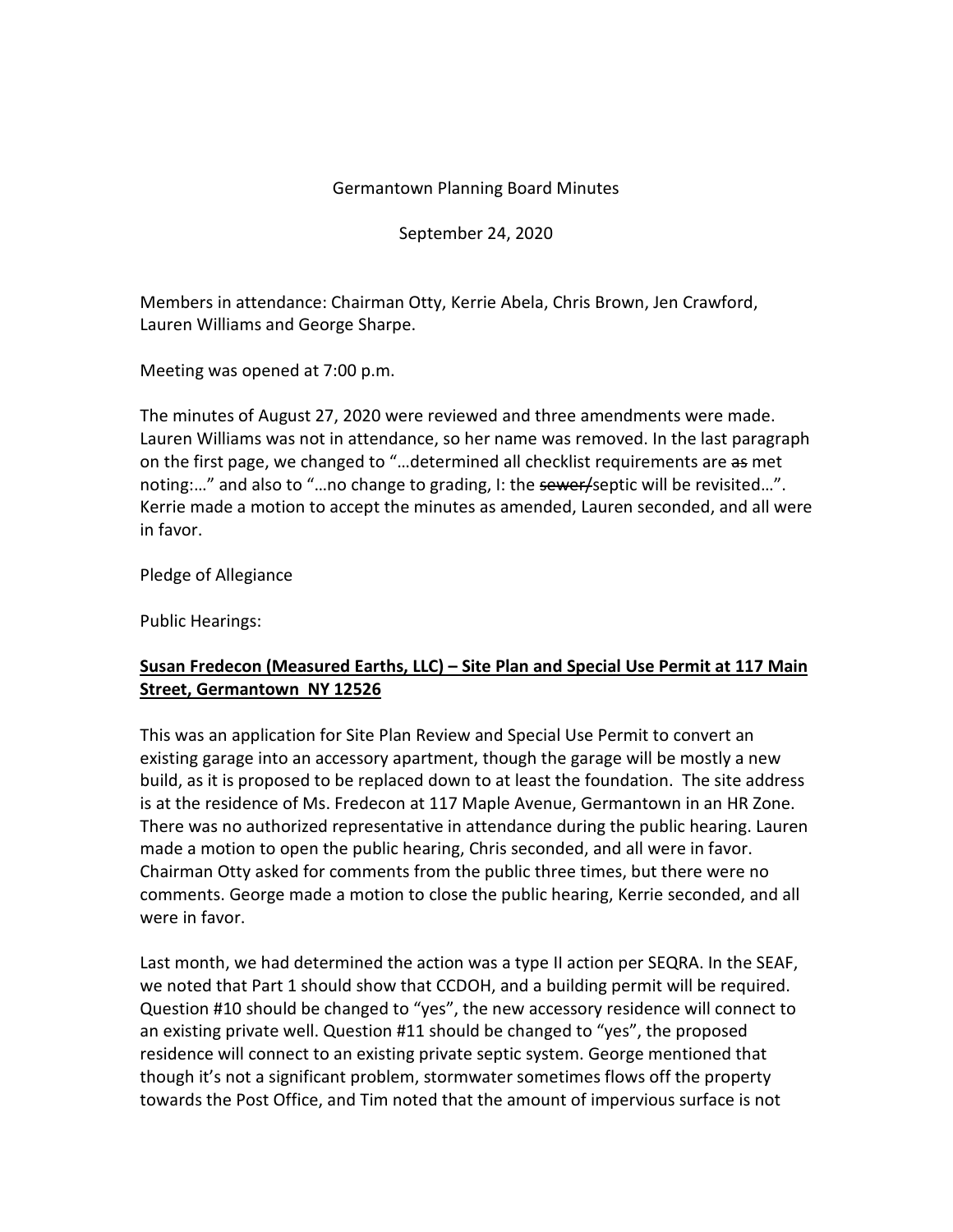Germantown Planning Board Minutes

September 24, 2020

Members in attendance: Chairman Otty, Kerrie Abela, Chris Brown, Jen Crawford, Lauren Williams and George Sharpe.

Meeting was opened at 7:00 p.m.

The minutes of August 27, 2020 were reviewed and three amendments were made. Lauren Williams was not in attendance, so her name was removed. In the last paragraph on the first page, we changed to "…determined all checklist requirements are ~~as~~ met noting:…" and also to "…no change to grading, I: the ~~sewer/~~septic will be revisited…". Kerrie made a motion to accept the minutes as amended, Lauren seconded, and all were in favor.

Pledge of Allegiance

Public Hearings:

**Susan Fredecon (Measured Earths, LLC) – Site Plan and Special Use Permit at 117 Main Street, Germantown NY 12526**

This was an application for Site Plan Review and Special Use Permit to convert an existing garage into an accessory apartment, though the garage will be mostly a new build, as it is proposed to be replaced down to at least the foundation. The site address is at the residence of Ms. Fredecon at 117 Maple Avenue, Germantown in an HR Zone. There was no authorized representative in attendance during the public hearing. Lauren made a motion to open the public hearing, Chris seconded, and all were in favor. Chairman Otty asked for comments from the public three times, but there were no comments. George made a motion to close the public hearing, Kerrie seconded, and all were in favor.

Last month, we had determined the action was a type II action per SEQRA. In the SEAF, we noted that Part 1 should show that CCDOH, and a building permit will be required. Question #10 should be changed to "yes", the new accessory residence will connect to an existing private well. Question #11 should be changed to "yes", the proposed residence will connect to an existing private septic system. George mentioned that though it's not a significant problem, stormwater sometimes flows off the property towards the Post Office, and Tim noted that the amount of impervious surface is not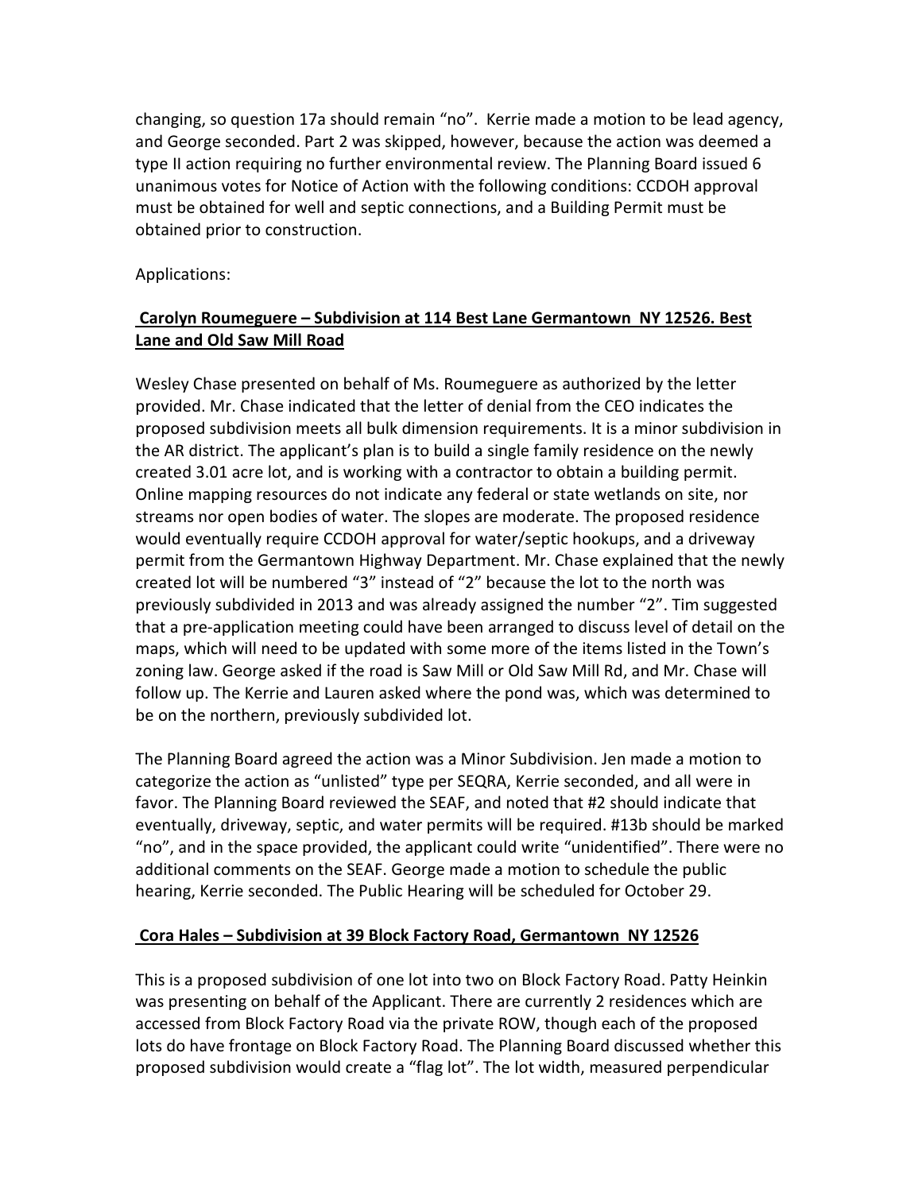changing, so question 17a should remain "no". Kerrie made a motion to be lead agency, and George seconded. Part 2 was skipped, however, because the action was deemed a type II action requiring no further environmental review. The Planning Board issued 6 unanimous votes for Notice of Action with the following conditions: CCDOH approval must be obtained for well and septic connections, and a Building Permit must be obtained prior to construction.

Applications:

**Carolyn Roumeguere – Subdivision at 114 Best Lane Germantown NY 12526. Best Lane and Old Saw Mill Road**

Wesley Chase presented on behalf of Ms. Roumeguere as authorized by the letter provided. Mr. Chase indicated that the letter of denial from the CEO indicates the proposed subdivision meets all bulk dimension requirements. It is a minor subdivision in the AR district. The applicant's plan is to build a single family residence on the newly created 3.01 acre lot, and is working with a contractor to obtain a building permit. Online mapping resources do not indicate any federal or state wetlands on site, nor streams nor open bodies of water. The slopes are moderate. The proposed residence would eventually require CCDOH approval for water/septic hookups, and a driveway permit from the Germantown Highway Department. Mr. Chase explained that the newly created lot will be numbered "3" instead of "2" because the lot to the north was previously subdivided in 2013 and was already assigned the number "2". Tim suggested that a pre-application meeting could have been arranged to discuss level of detail on the maps, which will need to be updated with some more of the items listed in the Town's zoning law. George asked if the road is Saw Mill or Old Saw Mill Rd, and Mr. Chase will follow up. The Kerrie and Lauren asked where the pond was, which was determined to be on the northern, previously subdivided lot.

The Planning Board agreed the action was a Minor Subdivision. Jen made a motion to categorize the action as "unlisted" type per SEQRA, Kerrie seconded, and all were in favor. The Planning Board reviewed the SEAF, and noted that #2 should indicate that eventually, driveway, septic, and water permits will be required. #13b should be marked "no", and in the space provided, the applicant could write "unidentified". There were no additional comments on the SEAF. George made a motion to schedule the public hearing, Kerrie seconded. The Public Hearing will be scheduled for October 29.

**Cora Hales – Subdivision at 39 Block Factory Road, Germantown NY 12526**

This is a proposed subdivision of one lot into two on Block Factory Road. Patty Heinkin was presenting on behalf of the Applicant. There are currently 2 residences which are accessed from Block Factory Road via the private ROW, though each of the proposed lots do have frontage on Block Factory Road. The Planning Board discussed whether this proposed subdivision would create a "flag lot". The lot width, measured perpendicular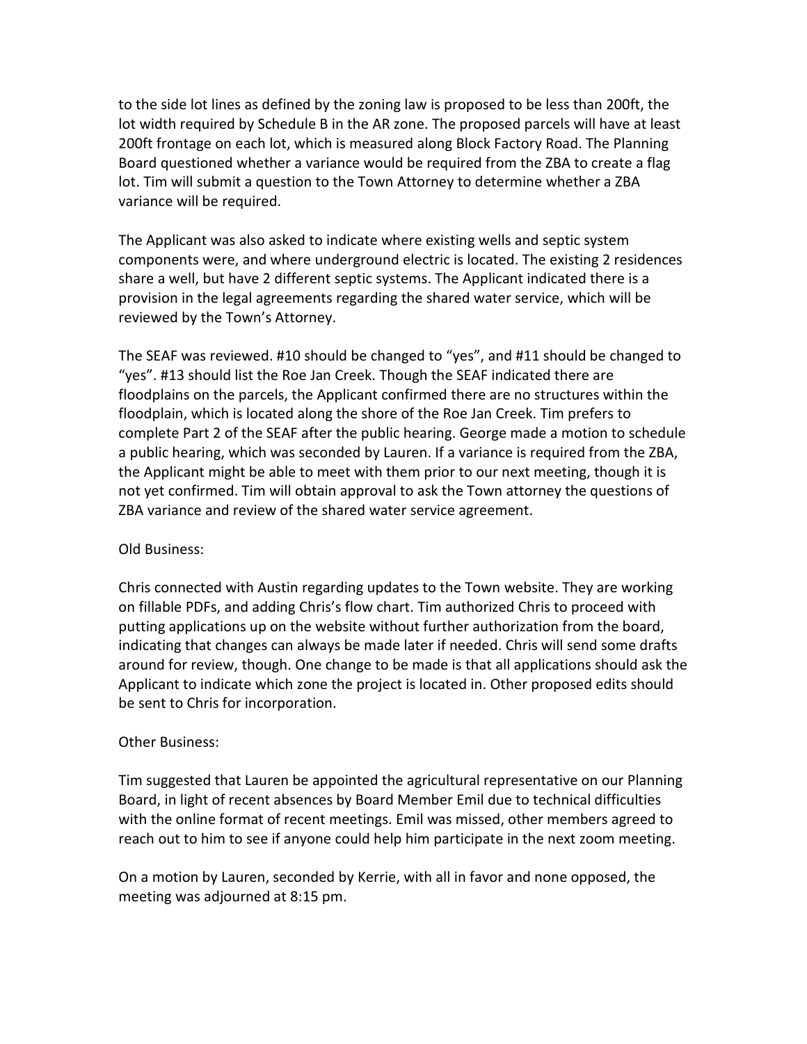to the side lot lines as defined by the zoning law is proposed to be less than 200ft, the lot width required by Schedule B in the AR zone. The proposed parcels will have at least 200ft frontage on each lot, which is measured along Block Factory Road. The Planning Board questioned whether a variance would be required from the ZBA to create a flag lot. Tim will submit a question to the Town Attorney to determine whether a ZBA variance will be required.

The Applicant was also asked to indicate where existing wells and septic system components were, and where underground electric is located. The existing 2 residences share a well, but have 2 different septic systems. The Applicant indicated there is a provision in the legal agreements regarding the shared water service, which will be reviewed by the Town's Attorney.

The SEAF was reviewed. #10 should be changed to "yes", and #11 should be changed to "yes". #13 should list the Roe Jan Creek. Though the SEAF indicated there are floodplains on the parcels, the Applicant confirmed there are no structures within the floodplain, which is located along the shore of the Roe Jan Creek. Tim prefers to complete Part 2 of the SEAF after the public hearing. George made a motion to schedule a public hearing, which was seconded by Lauren. If a variance is required from the ZBA, the Applicant might be able to meet with them prior to our next meeting, though it is not yet confirmed. Tim will obtain approval to ask the Town attorney the questions of ZBA variance and review of the shared water service agreement.

Old Business:

Chris connected with Austin regarding updates to the Town website. They are working on fillable PDFs, and adding Chris's flow chart. Tim authorized Chris to proceed with putting applications up on the website without further authorization from the board, indicating that changes can always be made later if needed. Chris will send some drafts around for review, though. One change to be made is that all applications should ask the Applicant to indicate which zone the project is located in. Other proposed edits should be sent to Chris for incorporation.

Other Business:

Tim suggested that Lauren be appointed the agricultural representative on our Planning Board, in light of recent absences by Board Member Emil due to technical difficulties with the online format of recent meetings. Emil was missed, other members agreed to reach out to him to see if anyone could help him participate in the next zoom meeting.

On a motion by Lauren, seconded by Kerrie, with all in favor and none opposed, the meeting was adjourned at 8:15 pm.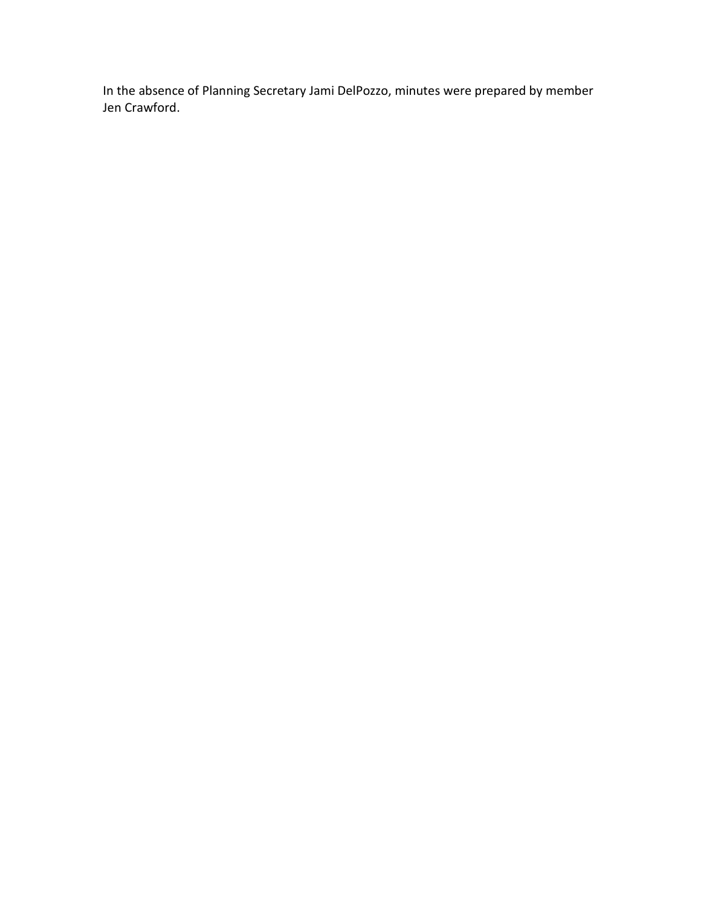In the absence of Planning Secretary Jami DelPozzo, minutes were prepared by member Jen Crawford.